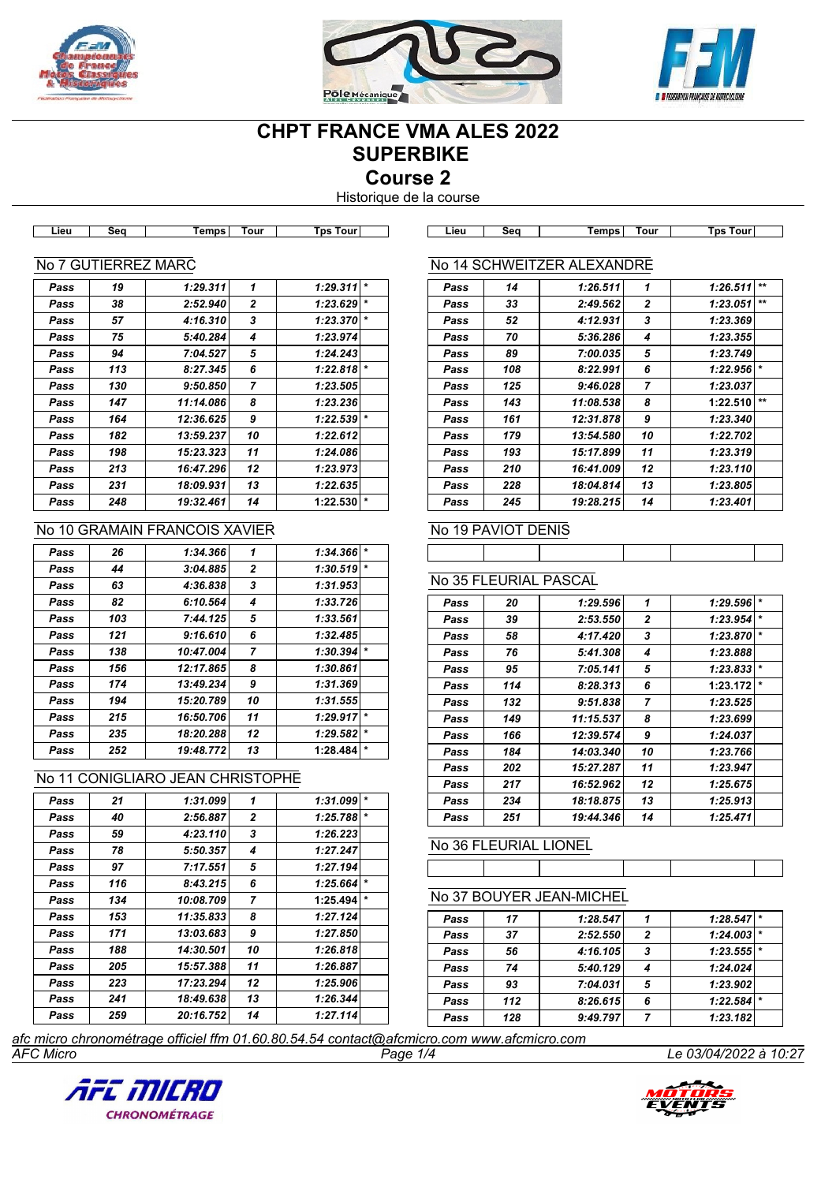# CHPT FRANCE VMA ALES 2022

# SUPERBIKE

# Course 2

Historique de la course

## No 7 GUTIERREZ MARC

| Lieu | Seq | Temps | Tour | Tps Tour | |
|---|---|---|---|---|---|
| Pass | 19 | 1:29.311 | 1 | 1:29.311 | * |
| Pass | 38 | 2:52.940 | 2 | 1:23.629 | * |
| Pass | 57 | 4:16.310 | 3 | 1:23.370 | * |
| Pass | 75 | 5:40.284 | 4 | 1:23.974 | |
| Pass | 94 | 7:04.527 | 5 | 1:24.243 | |
| Pass | 113 | 8:27.345 | 6 | 1:22.818 | * |
| Pass | 130 | 9:50.850 | 7 | 1:23.505 | |
| Pass | 147 | 11:14.086 | 8 | 1:23.236 | |
| Pass | 164 | 12:36.625 | 9 | 1:22.539 | * |
| Pass | 182 | 13:59.237 | 10 | 1:22.612 | |
| Pass | 198 | 15:23.323 | 11 | 1:24.086 | |
| Pass | 213 | 16:47.296 | 12 | 1:23.973 | |
| Pass | 231 | 18:09.931 | 13 | 1:22.635 | |
| Pass | 248 | 19:32.461 | 14 | 1:22.530 | * |

## No 10 GRAMAIN FRANCOIS XAVIER

| Lieu | Seq | Temps | Tour | Tps Tour | |
|---|---|---|---|---|---|
| Pass | 26 | 1:34.366 | 1 | 1:34.366 | * |
| Pass | 44 | 3:04.885 | 2 | 1:30.519 | * |
| Pass | 63 | 4:36.838 | 3 | 1:31.953 | |
| Pass | 82 | 6:10.564 | 4 | 1:33.726 | |
| Pass | 103 | 7:44.125 | 5 | 1:33.561 | |
| Pass | 121 | 9:16.610 | 6 | 1:32.485 | |
| Pass | 138 | 10:47.004 | 7 | 1:30.394 | * |
| Pass | 156 | 12:17.865 | 8 | 1:30.861 | |
| Pass | 174 | 13:49.234 | 9 | 1:31.369 | |
| Pass | 194 | 15:20.789 | 10 | 1:31.555 | |
| Pass | 215 | 16:50.706 | 11 | 1:29.917 | * |
| Pass | 235 | 18:20.288 | 12 | 1:29.582 | * |
| Pass | 252 | 19:48.772 | 13 | 1:28.484 | * |

## No 11 CONIGLIARO JEAN CHRISTOPHE

| Lieu | Seq | Temps | Tour | Tps Tour | |
|---|---|---|---|---|---|
| Pass | 21 | 1:31.099 | 1 | 1:31.099 | * |
| Pass | 40 | 2:56.887 | 2 | 1:25.788 | * |
| Pass | 59 | 4:23.110 | 3 | 1:26.223 | |
| Pass | 78 | 5:50.357 | 4 | 1:27.247 | |
| Pass | 97 | 7:17.551 | 5 | 1:27.194 | |
| Pass | 116 | 8:43.215 | 6 | 1:25.664 | * |
| Pass | 134 | 10:08.709 | 7 | 1:25.494 | * |
| Pass | 153 | 11:35.833 | 8 | 1:27.124 | |
| Pass | 171 | 13:03.683 | 9 | 1:27.850 | |
| Pass | 188 | 14:30.501 | 10 | 1:26.818 | |
| Pass | 205 | 15:57.388 | 11 | 1:26.887 | |
| Pass | 223 | 17:23.294 | 12 | 1:25.906 | |
| Pass | 241 | 18:49.638 | 13 | 1:26.344 | |
| Pass | 259 | 20:16.752 | 14 | 1:27.114 | |

## No 14 SCHWEITZER ALEXANDRE

| Lieu | Seq | Temps | Tour | Tps Tour | |
|---|---|---|---|---|---|
| Pass | 14 | 1:26.511 | 1 | 1:26.511 | ** |
| Pass | 33 | 2:49.562 | 2 | 1:23.051 | ** |
| Pass | 52 | 4:12.931 | 3 | 1:23.369 | |
| Pass | 70 | 5:36.286 | 4 | 1:23.355 | |
| Pass | 89 | 7:00.035 | 5 | 1:23.749 | |
| Pass | 108 | 8:22.991 | 6 | 1:22.956 | * |
| Pass | 125 | 9:46.028 | 7 | 1:23.037 | |
| Pass | 143 | 11:08.538 | 8 | 1:22.510 | ** |
| Pass | 161 | 12:31.878 | 9 | 1:23.340 | |
| Pass | 179 | 13:54.580 | 10 | 1:22.702 | |
| Pass | 193 | 15:17.899 | 11 | 1:23.319 | |
| Pass | 210 | 16:41.009 | 12 | 1:23.110 | |
| Pass | 228 | 18:04.814 | 13 | 1:23.805 | |
| Pass | 245 | 19:28.215 | 14 | 1:23.401 | |

## No 19 PAVIOT DENIS

| Lieu | Seq | Temps | Tour | Tps Tour | |
|---|---|---|---|---|---|
| | | | | | |

## No 35 FLEURIAL PASCAL

| Lieu | Seq | Temps | Tour | Tps Tour | |
|---|---|---|---|---|---|
| Pass | 20 | 1:29.596 | 1 | 1:29.596 | * |
| Pass | 39 | 2:53.550 | 2 | 1:23.954 | * |
| Pass | 58 | 4:17.420 | 3 | 1:23.870 | * |
| Pass | 76 | 5:41.308 | 4 | 1:23.888 | |
| Pass | 95 | 7:05.141 | 5 | 1:23.833 | * |
| Pass | 114 | 8:28.313 | 6 | 1:23.172 | * |
| Pass | 132 | 9:51.838 | 7 | 1:23.525 | |
| Pass | 149 | 11:15.537 | 8 | 1:23.699 | |
| Pass | 166 | 12:39.574 | 9 | 1:24.037 | |
| Pass | 184 | 14:03.340 | 10 | 1:23.766 | |
| Pass | 202 | 15:27.287 | 11 | 1:23.947 | |
| Pass | 217 | 16:52.962 | 12 | 1:25.675 | |
| Pass | 234 | 18:18.875 | 13 | 1:25.913 | |
| Pass | 251 | 19:44.346 | 14 | 1:25.471 | |

## No 36 FLEURIAL LIONEL

| Lieu | Seq | Temps | Tour | Tps Tour | |
|---|---|---|---|---|---|
| | | | | | |

## No 37 BOUYER JEAN-MICHEL

| Lieu | Seq | Temps | Tour | Tps Tour | |
|---|---|---|---|---|---|
| Pass | 17 | 1:28.547 | 1 | 1:28.547 | * |
| Pass | 37 | 2:52.550 | 2 | 1:24.003 | * |
| Pass | 56 | 4:16.105 | 3 | 1:23.555 | * |
| Pass | 74 | 5:40.129 | 4 | 1:24.024 | |
| Pass | 93 | 7:04.031 | 5 | 1:23.902 | |
| Pass | 112 | 8:26.615 | 6 | 1:22.584 | * |
| Pass | 128 | 9:49.797 | 7 | 1:23.182 | |

afc micro chronométrage officiel ffm 01.60.80.54.54 contact@afcmicro.com www.afcmicro.com

AFC Micro — Le 03/04/2022 à 10:27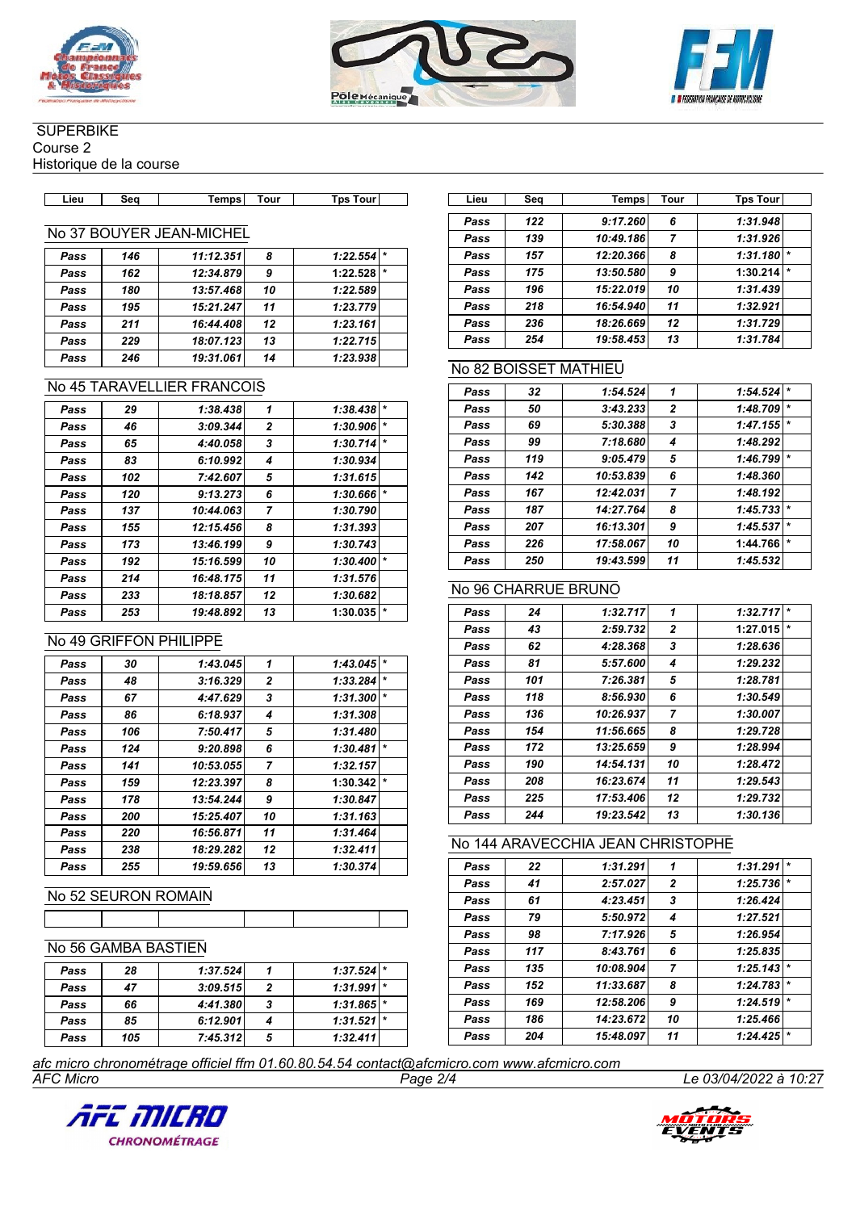SUPERBIKE
Course 2
Historique de la course

### No 37 BOUYER JEAN-MICHEL

| Lieu | Seq | Temps | Tour | Tps Tour | |
|---|---|---|---|---|---|
| Pass | 146 | 11:12.351 | 8 | 1:22.554 | * |
| Pass | 162 | 12:34.879 | 9 | 1:22.528 | * |
| Pass | 180 | 13:57.468 | 10 | 1:22.589 | |
| Pass | 195 | 15:21.247 | 11 | 1:23.779 | |
| Pass | 211 | 16:44.408 | 12 | 1:23.161 | |
| Pass | 229 | 18:07.123 | 13 | 1:22.715 | |
| Pass | 246 | 19:31.061 | 14 | 1:23.938 | |

### No 45 TARAVELLIER FRANCOIS

| Lieu | Seq | Temps | Tour | Tps Tour | |
|---|---|---|---|---|---|
| Pass | 29 | 1:38.438 | 1 | 1:38.438 | * |
| Pass | 46 | 3:09.344 | 2 | 1:30.906 | * |
| Pass | 65 | 4:40.058 | 3 | 1:30.714 | * |
| Pass | 83 | 6:10.992 | 4 | 1:30.934 | |
| Pass | 102 | 7:42.607 | 5 | 1:31.615 | |
| Pass | 120 | 9:13.273 | 6 | 1:30.666 | * |
| Pass | 137 | 10:44.063 | 7 | 1:30.790 | |
| Pass | 155 | 12:15.456 | 8 | 1:31.393 | |
| Pass | 173 | 13:46.199 | 9 | 1:30.743 | |
| Pass | 192 | 15:16.599 | 10 | 1:30.400 | * |
| Pass | 214 | 16:48.175 | 11 | 1:31.576 | |
| Pass | 233 | 18:18.857 | 12 | 1:30.682 | |
| Pass | 253 | 19:48.892 | 13 | 1:30.035 | * |

### No 49 GRIFFON PHILIPPE

| Lieu | Seq | Temps | Tour | Tps Tour | |
|---|---|---|---|---|---|
| Pass | 30 | 1:43.045 | 1 | 1:43.045 | * |
| Pass | 48 | 3:16.329 | 2 | 1:33.284 | * |
| Pass | 67 | 4:47.629 | 3 | 1:31.300 | * |
| Pass | 86 | 6:18.937 | 4 | 1:31.308 | |
| Pass | 106 | 7:50.417 | 5 | 1:31.480 | |
| Pass | 124 | 9:20.898 | 6 | 1:30.481 | * |
| Pass | 141 | 10:53.055 | 7 | 1:32.157 | |
| Pass | 159 | 12:23.397 | 8 | 1:30.342 | * |
| Pass | 178 | 13:54.244 | 9 | 1:30.847 | |
| Pass | 200 | 15:25.407 | 10 | 1:31.163 | |
| Pass | 220 | 16:56.871 | 11 | 1:31.464 | |
| Pass | 238 | 18:29.282 | 12 | 1:32.411 | |
| Pass | 255 | 19:59.656 | 13 | 1:30.374 | |

### No 52 SEURON ROMAIN

| Lieu | Seq | Temps | Tour | Tps Tour | |
|---|---|---|---|---|---|
| | | | | | |

### No 56 GAMBA BASTIEN

| Lieu | Seq | Temps | Tour | Tps Tour | |
|---|---|---|---|---|---|
| Pass | 28 | 1:37.524 | 1 | 1:37.524 | * |
| Pass | 47 | 3:09.515 | 2 | 1:31.991 | * |
| Pass | 66 | 4:41.380 | 3 | 1:31.865 | * |
| Pass | 85 | 6:12.901 | 4 | 1:31.521 | * |
| Pass | 105 | 7:45.312 | 5 | 1:32.411 | |
| Pass | 122 | 9:17.260 | 6 | 1:31.948 | |
| Pass | 139 | 10:49.186 | 7 | 1:31.926 | |
| Pass | 157 | 12:20.366 | 8 | 1:31.180 | * |
| Pass | 175 | 13:50.580 | 9 | 1:30.214 | * |
| Pass | 196 | 15:22.019 | 10 | 1:31.439 | |
| Pass | 218 | 16:54.940 | 11 | 1:32.921 | |
| Pass | 236 | 18:26.669 | 12 | 1:31.729 | |
| Pass | 254 | 19:58.453 | 13 | 1:31.784 | |

### No 82 BOISSET MATHIEU

| Lieu | Seq | Temps | Tour | Tps Tour | |
|---|---|---|---|---|---|
| Pass | 32 | 1:54.524 | 1 | 1:54.524 | * |
| Pass | 50 | 3:43.233 | 2 | 1:48.709 | * |
| Pass | 69 | 5:30.388 | 3 | 1:47.155 | * |
| Pass | 99 | 7:18.680 | 4 | 1:48.292 | |
| Pass | 119 | 9:05.479 | 5 | 1:46.799 | * |
| Pass | 142 | 10:53.839 | 6 | 1:48.360 | |
| Pass | 167 | 12:42.031 | 7 | 1:48.192 | |
| Pass | 187 | 14:27.764 | 8 | 1:45.733 | * |
| Pass | 207 | 16:13.301 | 9 | 1:45.537 | * |
| Pass | 226 | 17:58.067 | 10 | 1:44.766 | * |
| Pass | 250 | 19:43.599 | 11 | 1:45.532 | |

### No 96 CHARRUE BRUNO

| Lieu | Seq | Temps | Tour | Tps Tour | |
|---|---|---|---|---|---|
| Pass | 24 | 1:32.717 | 1 | 1:32.717 | * |
| Pass | 43 | 2:59.732 | 2 | 1:27.015 | * |
| Pass | 62 | 4:28.368 | 3 | 1:28.636 | |
| Pass | 81 | 5:57.600 | 4 | 1:29.232 | |
| Pass | 101 | 7:26.381 | 5 | 1:28.781 | |
| Pass | 118 | 8:56.930 | 6 | 1:30.549 | |
| Pass | 136 | 10:26.937 | 7 | 1:30.007 | |
| Pass | 154 | 11:56.665 | 8 | 1:29.728 | |
| Pass | 172 | 13:25.659 | 9 | 1:28.994 | |
| Pass | 190 | 14:54.131 | 10 | 1:28.472 | |
| Pass | 208 | 16:23.674 | 11 | 1:29.543 | |
| Pass | 225 | 17:53.406 | 12 | 1:29.732 | |
| Pass | 244 | 19:23.542 | 13 | 1:30.136 | |

### No 144 ARAVECCHIA JEAN CHRISTOPHE

| Lieu | Seq | Temps | Tour | Tps Tour | |
|---|---|---|---|---|---|
| Pass | 22 | 1:31.291 | 1 | 1:31.291 | * |
| Pass | 41 | 2:57.027 | 2 | 1:25.736 | * |
| Pass | 61 | 4:23.451 | 3 | 1:26.424 | |
| Pass | 79 | 5:50.972 | 4 | 1:27.521 | |
| Pass | 98 | 7:17.926 | 5 | 1:26.954 | |
| Pass | 117 | 8:43.761 | 6 | 1:25.835 | |
| Pass | 135 | 10:08.904 | 7 | 1:25.143 | * |
| Pass | 152 | 11:33.687 | 8 | 1:24.783 | * |
| Pass | 169 | 12:58.206 | 9 | 1:24.519 | * |
| Pass | 186 | 14:23.672 | 10 | 1:25.466 | |
| Pass | 204 | 15:48.097 | 11 | 1:24.425 | * |

*afc micro chronométrage officiel ffm 01.60.80.54.54 contact@afcmicro.com www.afcmicro.com*
*AFC Micro* — *Le 03/04/2022 à 10:27*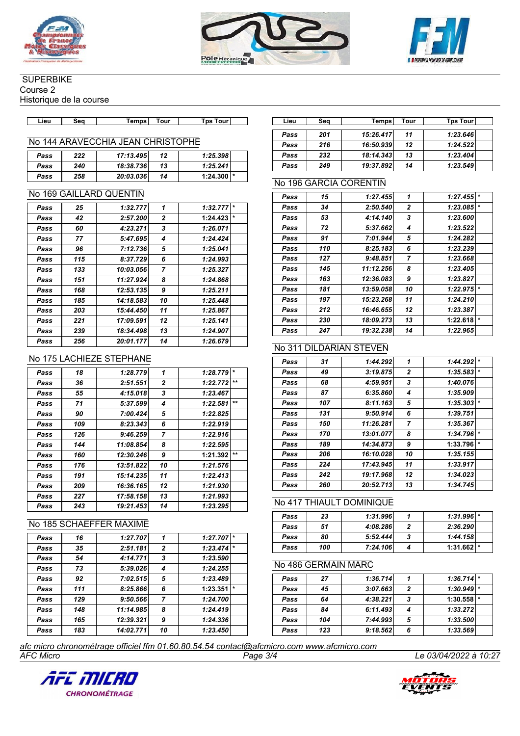SUPERBIKE
Course 2
Historique de la course

| Lieu | Seq | Temps | Tour | Tps Tour | |
|---|---|---|---|---|---|

## No 144 ARAVECCHIA JEAN CHRISTOPHE

| Lieu | Seq | Temps | Tour | Tps Tour | |
|---|---|---|---|---|---|
| Pass | 222 | 17:13.495 | 12 | 1:25.398 | |
| Pass | 240 | 18:38.736 | 13 | 1:25.241 | |
| Pass | 258 | 20:03.036 | 14 | 1:24.300 | * |

## No 169 GAILLARD QUENTIN

| Lieu | Seq | Temps | Tour | Tps Tour | |
|---|---|---|---|---|---|
| Pass | 25 | 1:32.777 | 1 | 1:32.777 | * |
| Pass | 42 | 2:57.200 | 2 | 1:24.423 | * |
| Pass | 60 | 4:23.271 | 3 | 1:26.071 | |
| Pass | 77 | 5:47.695 | 4 | 1:24.424 | |
| Pass | 96 | 7:12.736 | 5 | 1:25.041 | |
| Pass | 115 | 8:37.729 | 6 | 1:24.993 | |
| Pass | 133 | 10:03.056 | 7 | 1:25.327 | |
| Pass | 151 | 11:27.924 | 8 | 1:24.868 | |
| Pass | 168 | 12:53.135 | 9 | 1:25.211 | |
| Pass | 185 | 14:18.583 | 10 | 1:25.448 | |
| Pass | 203 | 15:44.450 | 11 | 1:25.867 | |
| Pass | 221 | 17:09.591 | 12 | 1:25.141 | |
| Pass | 239 | 18:34.498 | 13 | 1:24.907 | |
| Pass | 256 | 20:01.177 | 14 | 1:26.679 | |

## No 175 LACHIEZE STEPHANE

| Lieu | Seq | Temps | Tour | Tps Tour | |
|---|---|---|---|---|---|
| Pass | 18 | 1:28.779 | 1 | 1:28.779 | * |
| Pass | 36 | 2:51.551 | 2 | 1:22.772 | ** |
| Pass | 55 | 4:15.018 | 3 | 1:23.467 | |
| Pass | 71 | 5:37.599 | 4 | 1:22.581 | ** |
| Pass | 90 | 7:00.424 | 5 | 1:22.825 | |
| Pass | 109 | 8:23.343 | 6 | 1:22.919 | |
| Pass | 126 | 9:46.259 | 7 | 1:22.916 | |
| Pass | 144 | 11:08.854 | 8 | 1:22.595 | |
| Pass | 160 | 12:30.246 | 9 | 1:21.392 | ** |
| Pass | 176 | 13:51.822 | 10 | 1:21.576 | |
| Pass | 191 | 15:14.235 | 11 | 1:22.413 | |
| Pass | 209 | 16:36.165 | 12 | 1:21.930 | |
| Pass | 227 | 17:58.158 | 13 | 1:21.993 | |
| Pass | 243 | 19:21.453 | 14 | 1:23.295 | |

## No 185 SCHAEFFER MAXIME

| Lieu | Seq | Temps | Tour | Tps Tour | |
|---|---|---|---|---|---|
| Pass | 16 | 1:27.707 | 1 | 1:27.707 | * |
| Pass | 35 | 2:51.181 | 2 | 1:23.474 | * |
| Pass | 54 | 4:14.771 | 3 | 1:23.590 | |
| Pass | 73 | 5:39.026 | 4 | 1:24.255 | |
| Pass | 92 | 7:02.515 | 5 | 1:23.489 | |
| Pass | 111 | 8:25.866 | 6 | 1:23.351 | * |
| Pass | 129 | 9:50.566 | 7 | 1:24.700 | |
| Pass | 148 | 11:14.985 | 8 | 1:24.419 | |
| Pass | 165 | 12:39.321 | 9 | 1:24.336 | |
| Pass | 183 | 14:02.771 | 10 | 1:23.450 | |
| Pass | 201 | 15:26.417 | 11 | 1:23.646 | |
| Pass | 216 | 16:50.939 | 12 | 1:24.522 | |
| Pass | 232 | 18:14.343 | 13 | 1:23.404 | |
| Pass | 249 | 19:37.892 | 14 | 1:23.549 | |

## No 196 GARCIA CORENTIN

| Lieu | Seq | Temps | Tour | Tps Tour | |
|---|---|---|---|---|---|
| Pass | 15 | 1:27.455 | 1 | 1:27.455 | * |
| Pass | 34 | 2:50.540 | 2 | 1:23.085 | * |
| Pass | 53 | 4:14.140 | 3 | 1:23.600 | |
| Pass | 72 | 5:37.662 | 4 | 1:23.522 | |
| Pass | 91 | 7:01.944 | 5 | 1:24.282 | |
| Pass | 110 | 8:25.183 | 6 | 1:23.239 | |
| Pass | 127 | 9:48.851 | 7 | 1:23.668 | |
| Pass | 145 | 11:12.256 | 8 | 1:23.405 | |
| Pass | 163 | 12:36.083 | 9 | 1:23.827 | |
| Pass | 181 | 13:59.058 | 10 | 1:22.975 | * |
| Pass | 197 | 15:23.268 | 11 | 1:24.210 | |
| Pass | 212 | 16:46.655 | 12 | 1:23.387 | |
| Pass | 230 | 18:09.273 | 13 | 1:22.618 | * |
| Pass | 247 | 19:32.238 | 14 | 1:22.965 | |

## No 311 DILDARIAN STEVEN

| Lieu | Seq | Temps | Tour | Tps Tour | |
|---|---|---|---|---|---|
| Pass | 31 | 1:44.292 | 1 | 1:44.292 | * |
| Pass | 49 | 3:19.875 | 2 | 1:35.583 | * |
| Pass | 68 | 4:59.951 | 3 | 1:40.076 | |
| Pass | 87 | 6:35.860 | 4 | 1:35.909 | |
| Pass | 107 | 8:11.163 | 5 | 1:35.303 | * |
| Pass | 131 | 9:50.914 | 6 | 1:39.751 | |
| Pass | 150 | 11:26.281 | 7 | 1:35.367 | |
| Pass | 170 | 13:01.077 | 8 | 1:34.796 | * |
| Pass | 189 | 14:34.873 | 9 | 1:33.796 | * |
| Pass | 206 | 16:10.028 | 10 | 1:35.155 | |
| Pass | 224 | 17:43.945 | 11 | 1:33.917 | |
| Pass | 242 | 19:17.968 | 12 | 1:34.023 | |
| Pass | 260 | 20:52.713 | 13 | 1:34.745 | |

## No 417 THIAULT DOMINIQUE

| Lieu | Seq | Temps | Tour | Tps Tour | |
|---|---|---|---|---|---|
| Pass | 23 | 1:31.996 | 1 | 1:31.996 | * |
| Pass | 51 | 4:08.286 | 2 | 2:36.290 | |
| Pass | 80 | 5:52.444 | 3 | 1:44.158 | |
| Pass | 100 | 7:24.106 | 4 | 1:31.662 | * |

## No 486 GERMAIN MARC

| Lieu | Seq | Temps | Tour | Tps Tour | |
|---|---|---|---|---|---|
| Pass | 27 | 1:36.714 | 1 | 1:36.714 | * |
| Pass | 45 | 3:07.663 | 2 | 1:30.949 | * |
| Pass | 64 | 4:38.221 | 3 | 1:30.558 | * |
| Pass | 84 | 6:11.493 | 4 | 1:33.272 | |
| Pass | 104 | 7:44.993 | 5 | 1:33.500 | |
| Pass | 123 | 9:18.562 | 6 | 1:33.569 | |

*afc micro chronométrage officiel ffm 01.60.80.54.54 contact@afcmicro.com www.afcmicro.com*
*AFC Micro* — *Le 03/04/2022 à 10:27*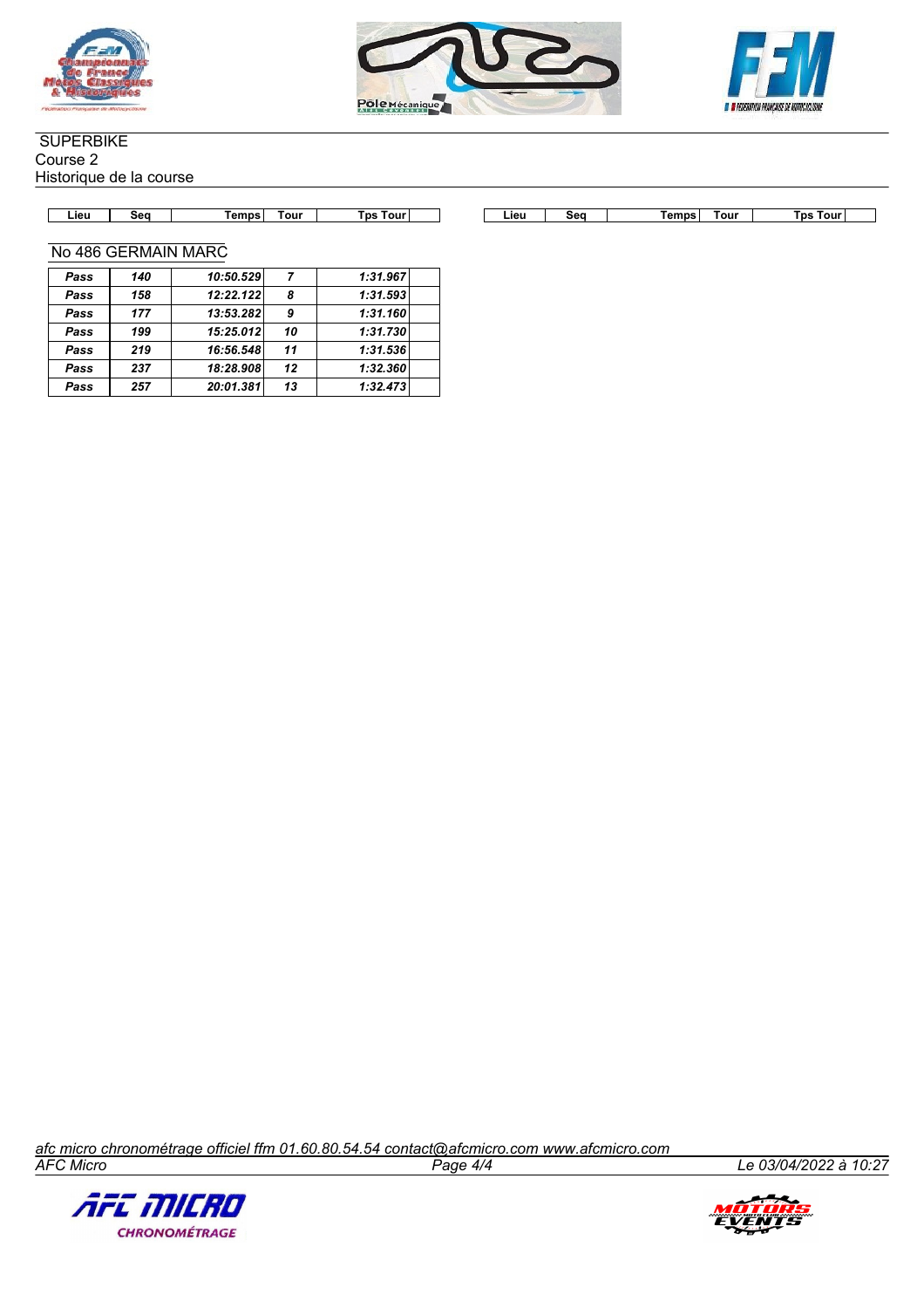SUPERBIKE
Course 2
Historique de la course

No 486 GERMAIN MARC

| Lieu | Seq | Temps | Tour | Tps Tour |
|---|---|---|---|---|
| *Pass* | *140* | *10:50.529* | *7* | *1:31.967* |
| *Pass* | *158* | *12:22.122* | *8* | *1:31.593* |
| *Pass* | *177* | *13:53.282* | *9* | *1:31.160* |
| *Pass* | *199* | *15:25.012* | *10* | *1:31.730* |
| *Pass* | *219* | *16:56.548* | *11* | *1:31.536* |
| *Pass* | *237* | *18:28.908* | *12* | *1:32.360* |
| *Pass* | *257* | *20:01.381* | *13* | *1:32.473* |

*afc micro chronométrage officiel ffm 01.60.80.54.54 contact@afcmicro.com www.afcmicro.com*
*AFC Micro* *Le 03/04/2022 à 10:27*